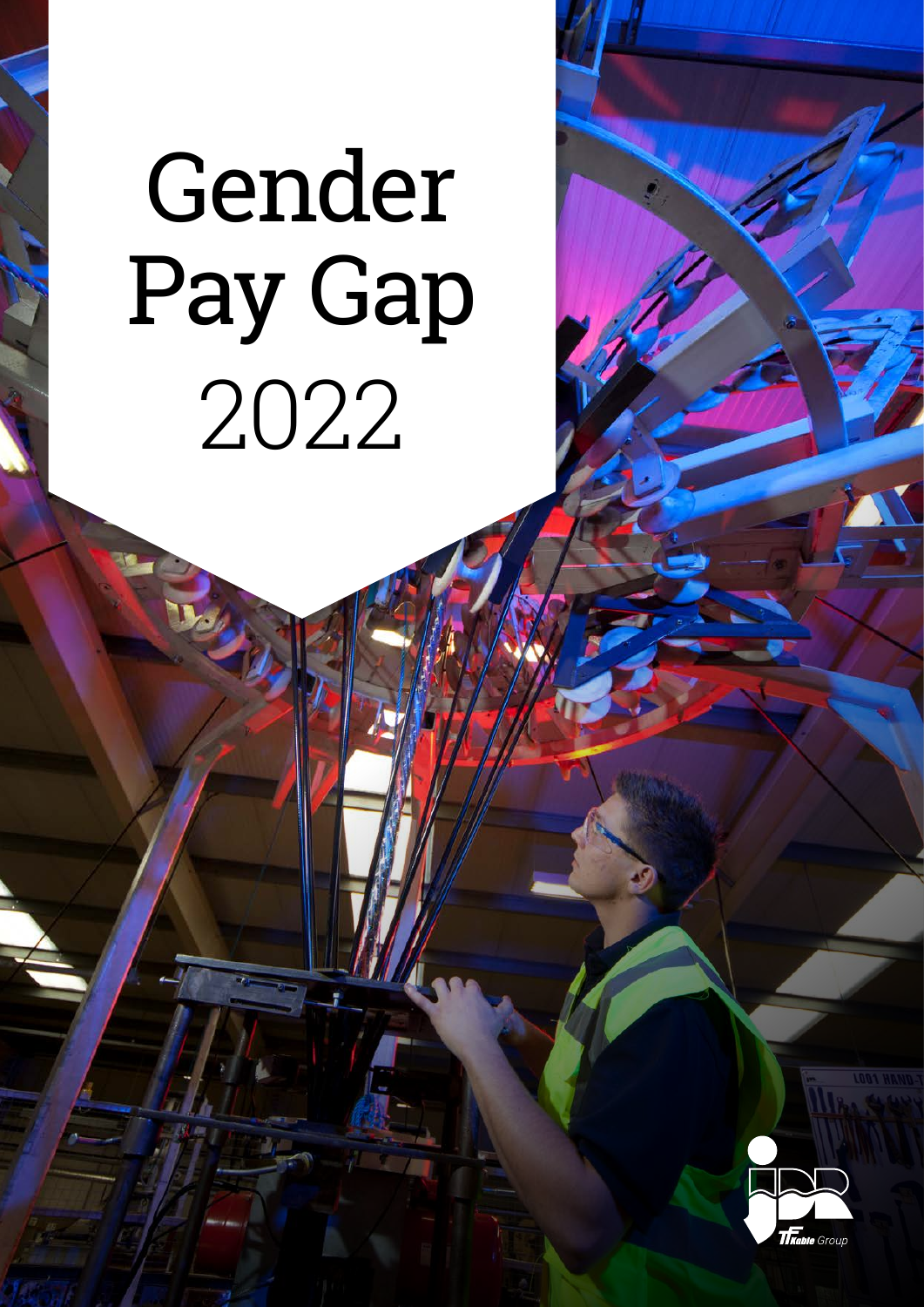# Gender Pay Gap 2022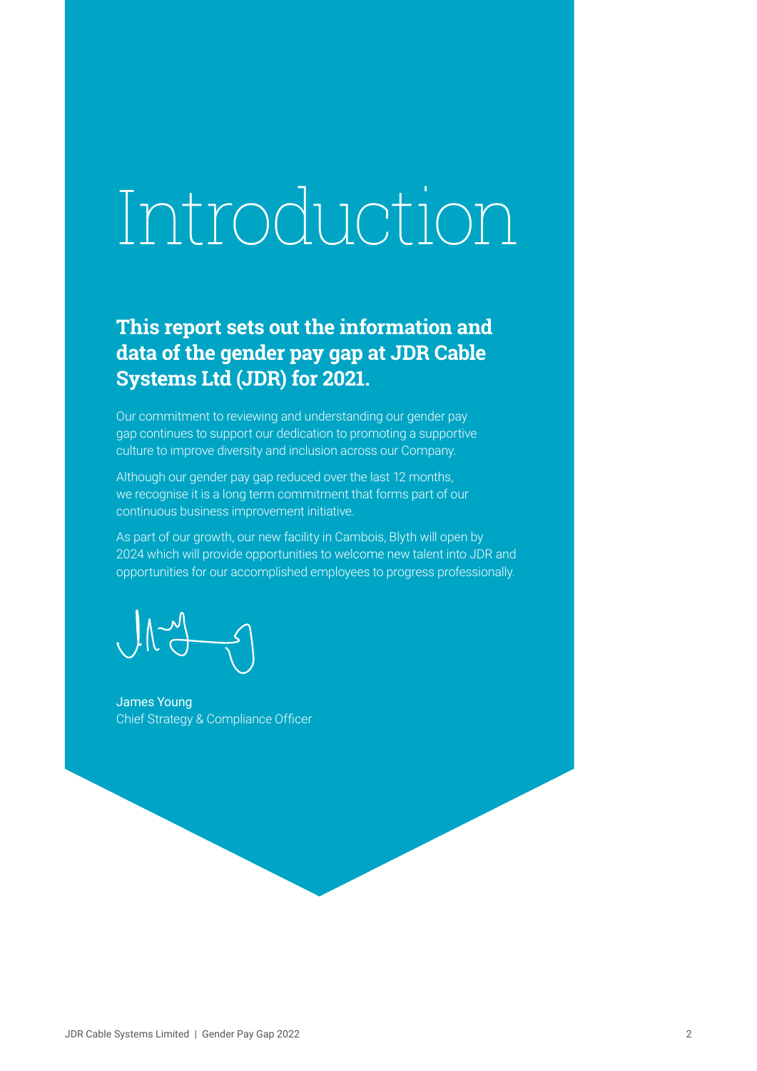# Introduction

**This report sets out the information and data of the gender pay gap at JDR Cable Systems Ltd (JDR) for 2021.**

Our commitment to reviewing and understanding our gender pay gap continues to support our dedication to promoting a supportive culture to improve diversity and inclusion across our Company.

Although our gender pay gap reduced over the last 12 months, we recognise it is a long term commitment that forms part of our continuous business improvement initiative.

As part of our growth, our new facility in Cambois, Blyth will open by 2024 which will provide opportunities to welcome new talent into JDR and opportunities for our accomplished employees to progress professionally.

James Young
Chief Strategy & Compliance Officer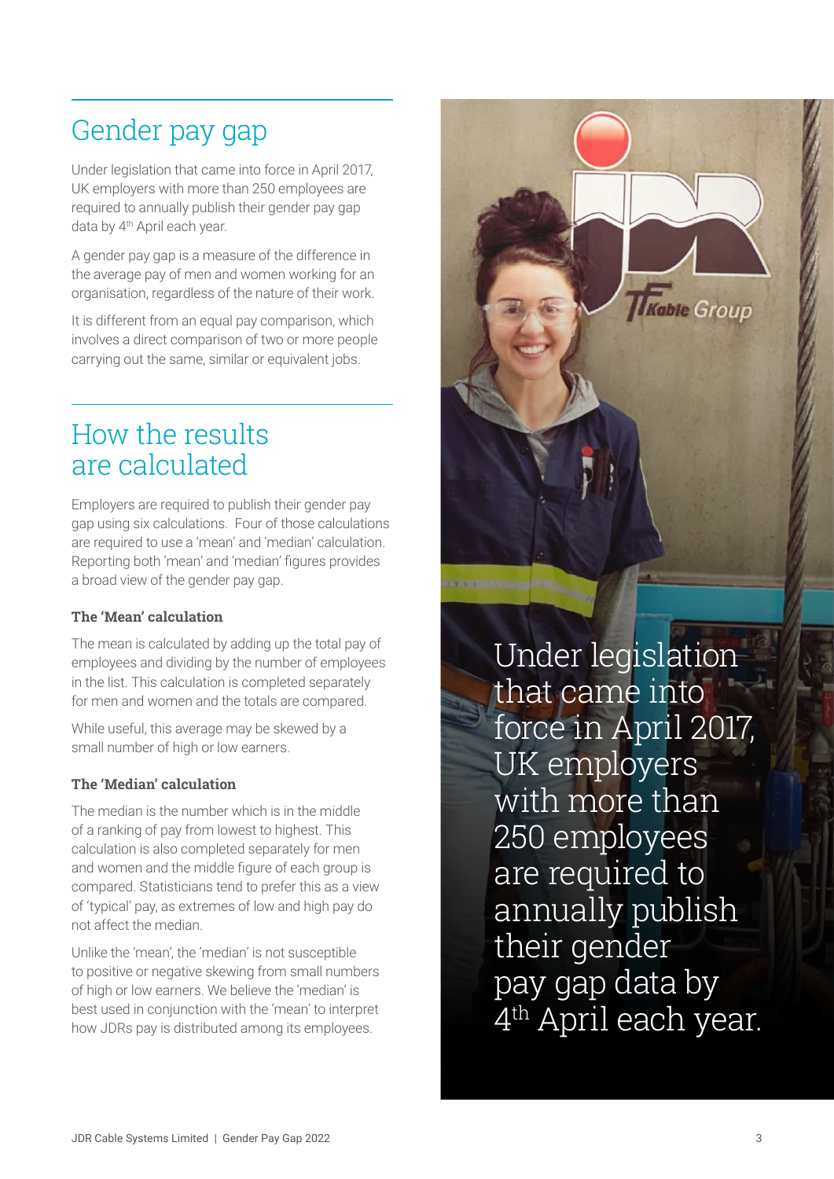## Gender pay gap

Under legislation that came into force in April 2017, UK employers with more than 250 employees are required to annually publish their gender pay gap data by 4th April each year.

A gender pay gap is a measure of the difference in the average pay of men and women working for an organisation, regardless of the nature of their work.

It is different from an equal pay comparison, which involves a direct comparison of two or more people carrying out the same, similar or equivalent jobs.

## How the results are calculated

Employers are required to publish their gender pay gap using six calculations. Four of those calculations are required to use a 'mean' and 'median' calculation. Reporting both 'mean' and 'median' figures provides a broad view of the gender pay gap.

### The 'Mean' calculation

The mean is calculated by adding up the total pay of employees and dividing by the number of employees in the list. This calculation is completed separately for men and women and the totals are compared.

While useful, this average may be skewed by a small number of high or low earners.

### The 'Median' calculation

The median is the number which is in the middle of a ranking of pay from lowest to highest. This calculation is also completed separately for men and women and the middle figure of each group is compared. Statisticians tend to prefer this as a view of 'typical' pay, as extremes of low and high pay do not affect the median.

Unlike the 'mean', the 'median' is not susceptible to positive or negative skewing from small numbers of high or low earners. We believe the 'median' is best used in conjunction with the 'mean' to interpret how JDRs pay is distributed among its employees.

Under legislation that came into force in April 2017, UK employers with more than 250 employees are required to annually publish their gender pay gap data by 4th April each year.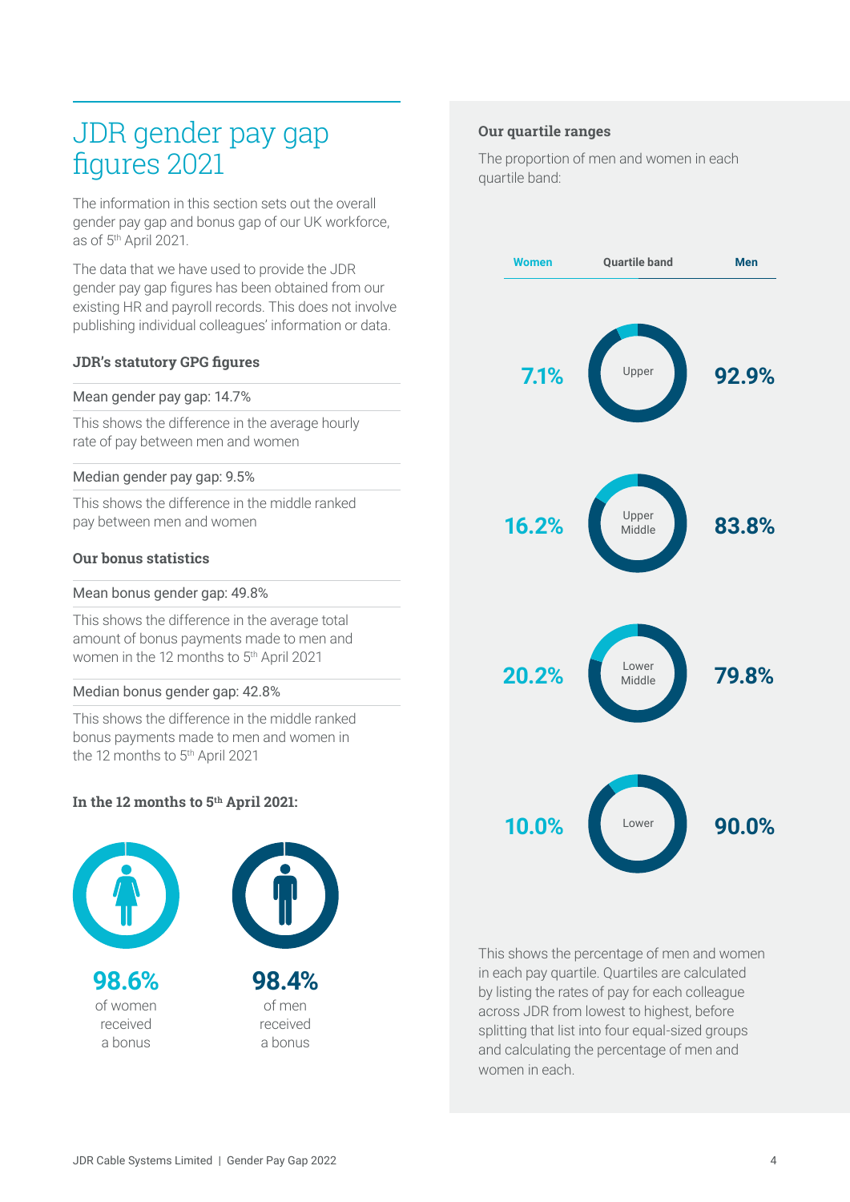# JDR gender pay gap figures 2021

The information in this section sets out the overall gender pay gap and bonus gap of our UK workforce, as of 5th April 2021.

The data that we have used to provide the JDR gender pay gap figures has been obtained from our existing HR and payroll records. This does not involve publishing individual colleagues' information or data.

### JDR's statutory GPG figures

Mean gender pay gap: 14.7%

This shows the difference in the average hourly rate of pay between men and women

Median gender pay gap: 9.5%

This shows the difference in the middle ranked pay between men and women

### Our bonus statistics

Mean bonus gender gap: 49.8%

This shows the difference in the average total amount of bonus payments made to men and women in the 12 months to 5th April 2021

Median bonus gender gap: 42.8%

This shows the difference in the middle ranked bonus payments made to men and women in the 12 months to 5th April 2021

### In the 12 months to 5th April 2021:

**98.6%** of women received a bonus

**98.4%** of men received a bonus

### Our quartile ranges

The proportion of men and women in each quartile band:

| Women | Quartile band | Men |
|---|---|---|
| 7.1% | Upper | 92.9% |
| 16.2% | Upper Middle | 83.8% |
| 20.2% | Lower Middle | 79.8% |
| 10.0% | Lower | 90.0% |

This shows the percentage of men and women in each pay quartile. Quartiles are calculated by listing the rates of pay for each colleague across JDR from lowest to highest, before splitting that list into four equal-sized groups and calculating the percentage of men and women in each.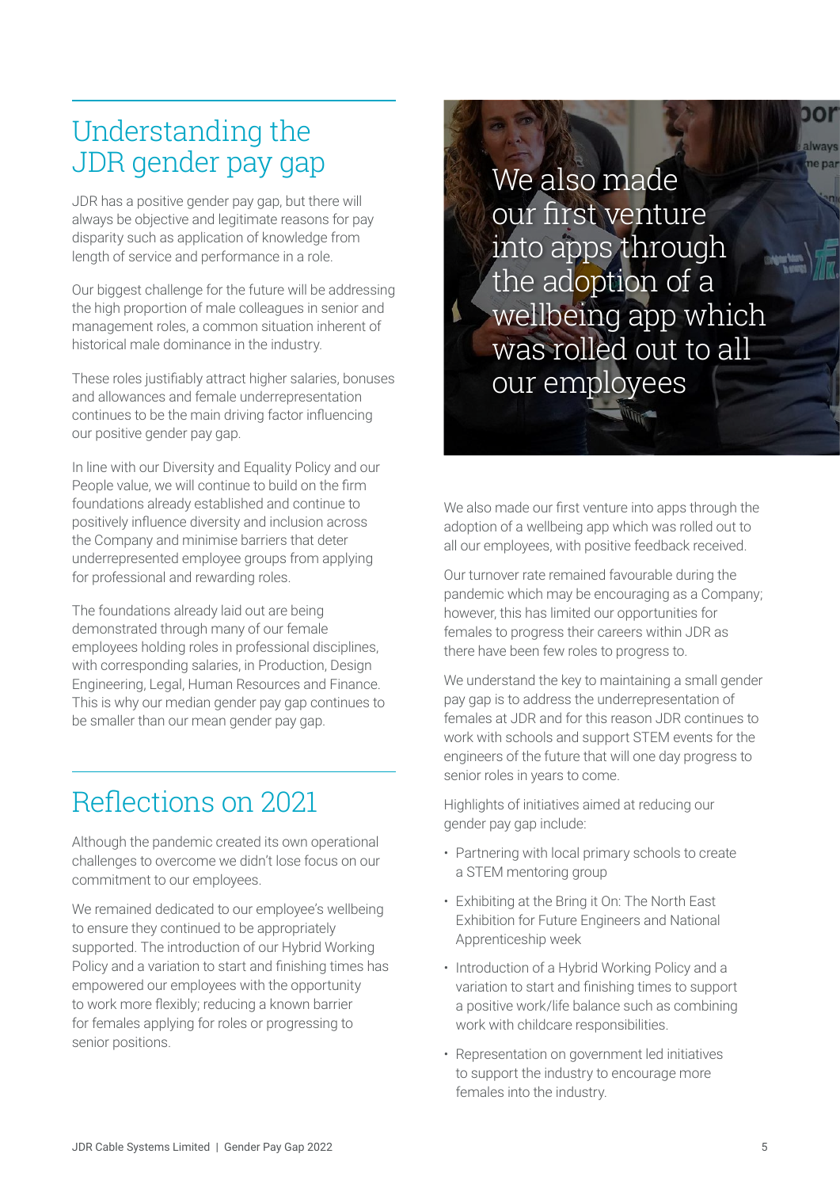## Understanding the JDR gender pay gap

JDR has a positive gender pay gap, but there will always be objective and legitimate reasons for pay disparity such as application of knowledge from length of service and performance in a role.

Our biggest challenge for the future will be addressing the high proportion of male colleagues in senior and management roles, a common situation inherent of historical male dominance in the industry.

These roles justifiably attract higher salaries, bonuses and allowances and female underrepresentation continues to be the main driving factor influencing our positive gender pay gap.

In line with our Diversity and Equality Policy and our People value, we will continue to build on the firm foundations already established and continue to positively influence diversity and inclusion across the Company and minimise barriers that deter underrepresented employee groups from applying for professional and rewarding roles.

The foundations already laid out are being demonstrated through many of our female employees holding roles in professional disciplines, with corresponding salaries, in Production, Design Engineering, Legal, Human Resources and Finance. This is why our median gender pay gap continues to be smaller than our mean gender pay gap.

## Reflections on 2021

Although the pandemic created its own operational challenges to overcome we didn't lose focus on our commitment to our employees.

We remained dedicated to our employee's wellbeing to ensure they continued to be appropriately supported. The introduction of our Hybrid Working Policy and a variation to start and finishing times has empowered our employees with the opportunity to work more flexibly; reducing a known barrier for females applying for roles or progressing to senior positions.

> We also made our first venture into apps through the adoption of a wellbeing app which was rolled out to all our employees

We also made our first venture into apps through the adoption of a wellbeing app which was rolled out to all our employees, with positive feedback received.

Our turnover rate remained favourable during the pandemic which may be encouraging as a Company; however, this has limited our opportunities for females to progress their careers within JDR as there have been few roles to progress to.

We understand the key to maintaining a small gender pay gap is to address the underrepresentation of females at JDR and for this reason JDR continues to work with schools and support STEM events for the engineers of the future that will one day progress to senior roles in years to come.

Highlights of initiatives aimed at reducing our gender pay gap include:

- Partnering with local primary schools to create a STEM mentoring group
- Exhibiting at the Bring it On: The North East Exhibition for Future Engineers and National Apprenticeship week
- Introduction of a Hybrid Working Policy and a variation to start and finishing times to support a positive work/life balance such as combining work with childcare responsibilities.
- Representation on government led initiatives to support the industry to encourage more females into the industry.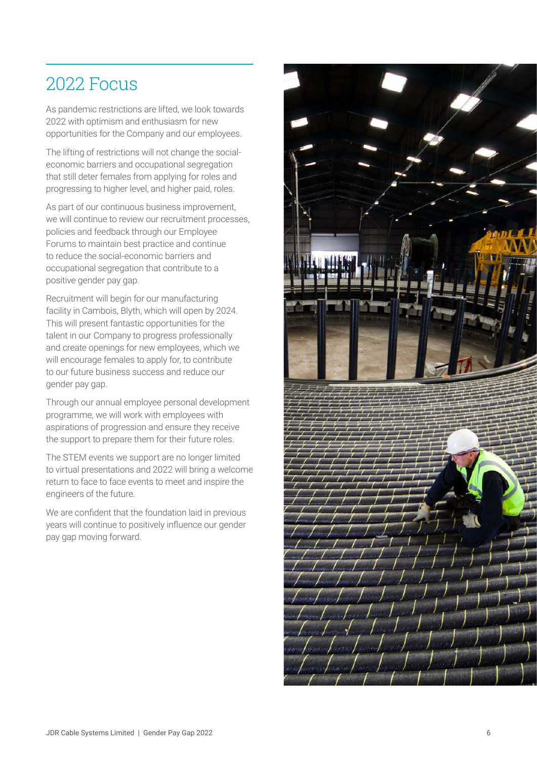## 2022 Focus

As pandemic restrictions are lifted, we look towards 2022 with optimism and enthusiasm for new opportunities for the Company and our employees.

The lifting of restrictions will not change the social-economic barriers and occupational segregation that still deter females from applying for roles and progressing to higher level, and higher paid, roles.

As part of our continuous business improvement, we will continue to review our recruitment processes, policies and feedback through our Employee Forums to maintain best practice and continue to reduce the social-economic barriers and occupational segregation that contribute to a positive gender pay gap.

Recruitment will begin for our manufacturing facility in Cambois, Blyth, which will open by 2024. This will present fantastic opportunities for the talent in our Company to progress professionally and create openings for new employees, which we will encourage females to apply for, to contribute to our future business success and reduce our gender pay gap.

Through our annual employee personal development programme, we will work with employees with aspirations of progression and ensure they receive the support to prepare them for their future roles.

The STEM events we support are no longer limited to virtual presentations and 2022 will bring a welcome return to face to face events to meet and inspire the engineers of the future.

We are confident that the foundation laid in previous years will continue to positively influence our gender pay gap moving forward.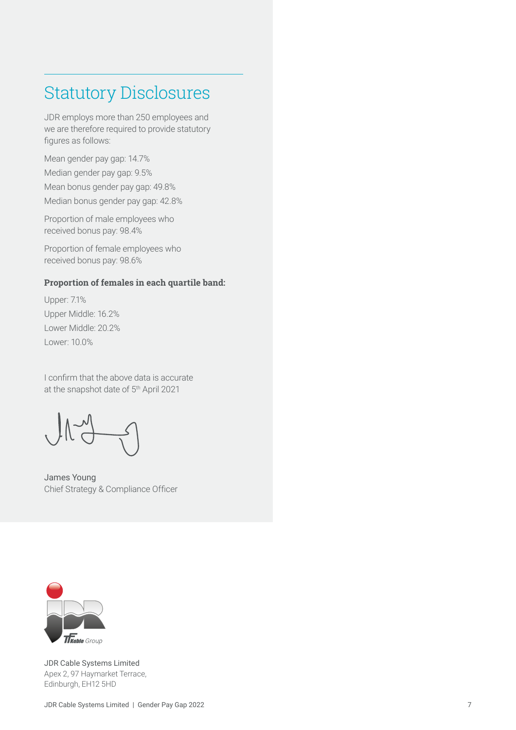## Statutory Disclosures

JDR employs more than 250 employees and we are therefore required to provide statutory figures as follows:

Mean gender pay gap: 14.7%

Median gender pay gap: 9.5%

Mean bonus gender pay gap: 49.8%

Median bonus gender pay gap: 42.8%

Proportion of male employees who received bonus pay: 98.4%

Proportion of female employees who received bonus pay: 98.6%

**Proportion of females in each quartile band:**

Upper: 7.1%

Upper Middle: 16.2%

Lower Middle: 20.2%

Lower: 10.0%

I confirm that the above data is accurate at the snapshot date of 5th April 2021

James Young
Chief Strategy & Compliance Officer

JDR Cable Systems Limited
Apex 2, 97 Haymarket Terrace,
Edinburgh, EH12 5HD